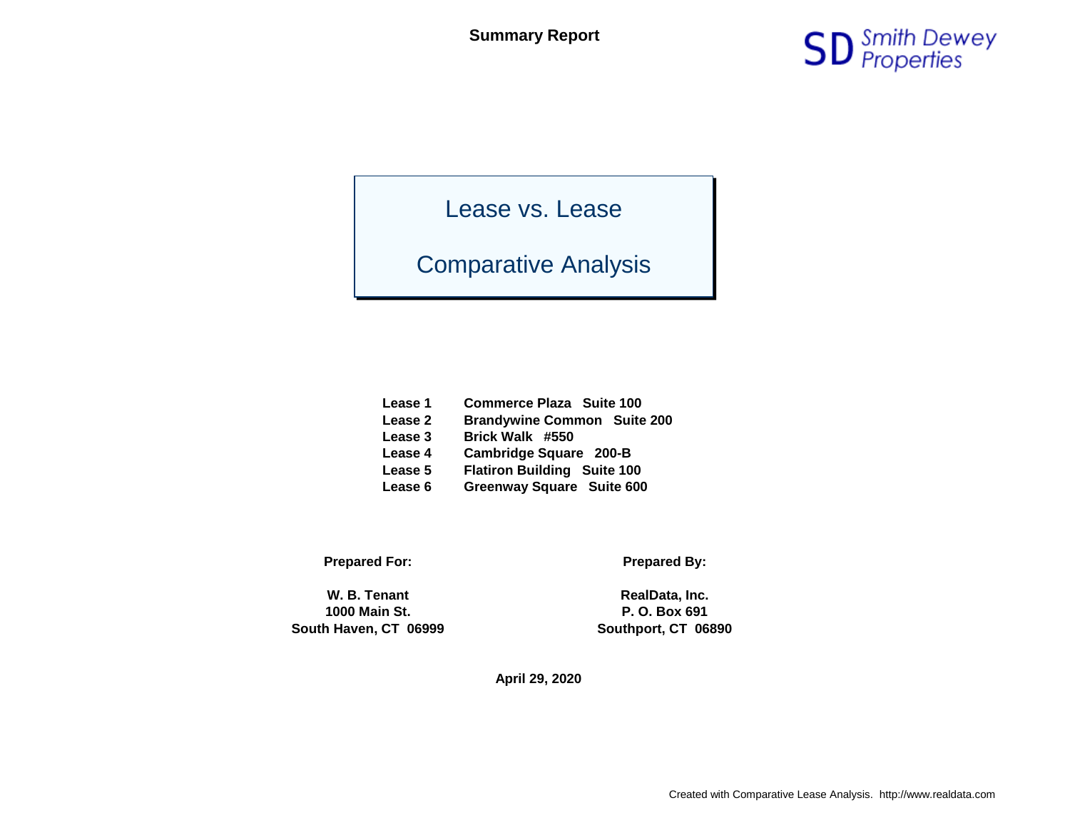**Summary Report**

Smith Dewey Properties

# Lease vs. Lease

# Comparative Analysis

| | |
|---|---|
| **Lease 1** | **Commerce Plaza   Suite 100** |
| **Lease 2** | **Brandywine Common   Suite 200** |
| **Lease 3** | **Brick Walk   #550** |
| **Lease 4** | **Cambridge Square   200-B** |
| **Lease 5** | **Flatiron Building   Suite 100** |
| **Lease 6** | **Greenway Square   Suite 600** |

**Prepared For:**

**W. B. Tenant**
**1000 Main St.**
**South Haven, CT  06999**

**Prepared By:**

**RealData, Inc.**
**P. O. Box 691**
**Southport, CT  06890**

**April 29, 2020**

Created with Comparative Lease Analysis.  http://www.realdata.com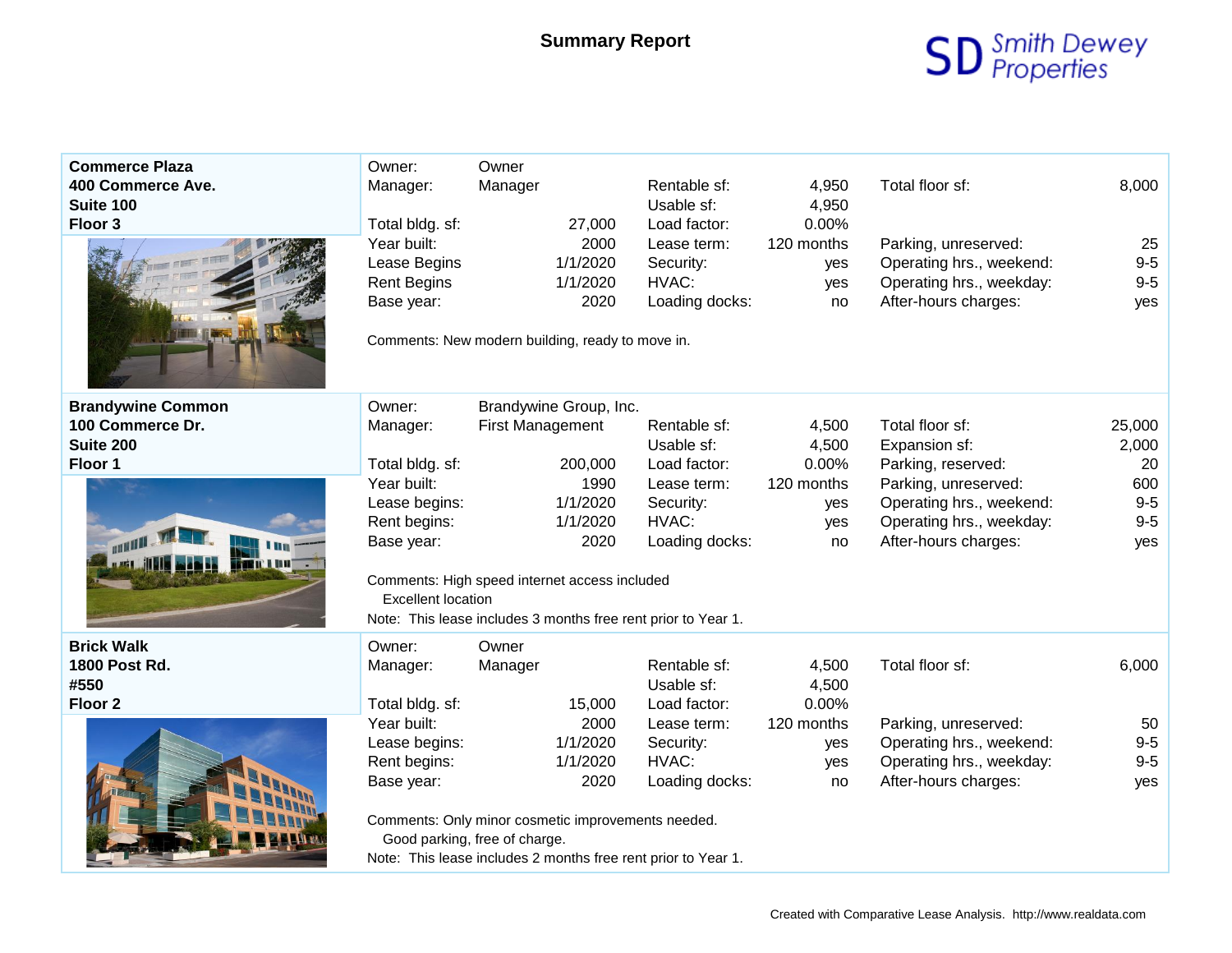# Summary Report

Smith Dewey Properties

## Commerce Plaza
**400 Commerce Ave.**
**Suite 100**
**Floor 3**

| | | | | | |
|---|---|---|---|---|---|
| Owner: | Owner | | | | |
| Manager: | Manager | Rentable sf: | 4,950 | Total floor sf: | 8,000 |
| | | Usable sf: | 4,950 | | |
| Total bldg. sf: | 27,000 | Load factor: | 0.00% | | |
| Year built: | 2000 | Lease term: | 120 months | Parking, unreserved: | 25 |
| Lease Begins | 1/1/2020 | Security: | yes | Operating hrs., weekend: | 9-5 |
| Rent Begins | 1/1/2020 | HVAC: | yes | Operating hrs., weekday: | 9-5 |
| Base year: | 2020 | Loading docks: | no | After-hours charges: | yes |

Comments: New modern building, ready to move in.

## Brandywine Common
**100 Commerce Dr.**
**Suite 200**
**Floor 1**

| | | | | | |
|---|---|---|---|---|---|
| Owner: | Brandywine Group, Inc. | | | | |
| Manager: | First Management | Rentable sf: | 4,500 | Total floor sf: | 25,000 |
| | | Usable sf: | 4,500 | Expansion sf: | 2,000 |
| Total bldg. sf: | 200,000 | Load factor: | 0.00% | Parking, reserved: | 20 |
| Year built: | 1990 | Lease term: | 120 months | Parking, unreserved: | 600 |
| Lease begins: | 1/1/2020 | Security: | yes | Operating hrs., weekend: | 9-5 |
| Rent begins: | 1/1/2020 | HVAC: | yes | Operating hrs., weekday: | 9-5 |
| Base year: | 2020 | Loading docks: | no | After-hours charges: | yes |

Comments: High speed internet access included
Excellent location

Note: This lease includes 3 months free rent prior to Year 1.

## Brick Walk
**1800 Post Rd.**
**#550**
**Floor 2**

| | | | | | |
|---|---|---|---|---|---|
| Owner: | Owner | | | | |
| Manager: | Manager | Rentable sf: | 4,500 | Total floor sf: | 6,000 |
| | | Usable sf: | 4,500 | | |
| Total bldg. sf: | 15,000 | Load factor: | 0.00% | | |
| Year built: | 2000 | Lease term: | 120 months | Parking, unreserved: | 50 |
| Lease begins: | 1/1/2020 | Security: | yes | Operating hrs., weekend: | 9-5 |
| Rent begins: | 1/1/2020 | HVAC: | yes | Operating hrs., weekday: | 9-5 |
| Base year: | 2020 | Loading docks: | no | After-hours charges: | yes |

Comments: Only minor cosmetic improvements needed.
Good parking, free of charge.

Note: This lease includes 2 months free rent prior to Year 1.

Created with Comparative Lease Analysis. http://www.realdata.com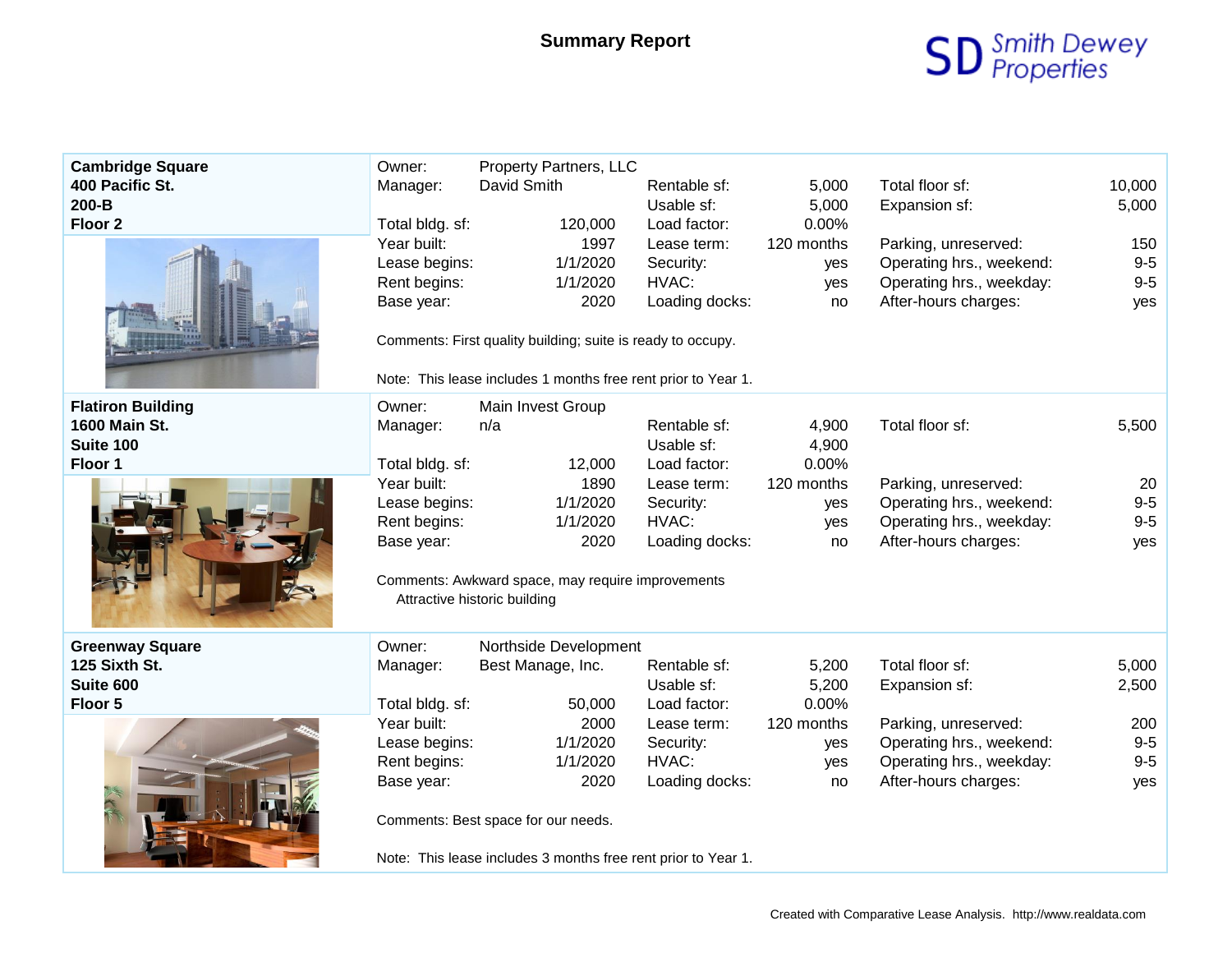# Summary Report

Smith Dewey Properties

## Cambridge Square
**400 Pacific St.**
**200-B**
**Floor 2**

| | | | | | |
|---|---|---|---|---|---|
| Owner: | Property Partners, LLC | | | | |
| Manager: | David Smith | Rentable sf: | 5,000 | Total floor sf: | 10,000 |
| | | Usable sf: | 5,000 | Expansion sf: | 5,000 |
| Total bldg. sf: | 120,000 | Load factor: | 0.00% | | |
| Year built: | 1997 | Lease term: | 120 months | Parking, unreserved: | 150 |
| Lease begins: | 1/1/2020 | Security: | yes | Operating hrs., weekend: | 9-5 |
| Rent begins: | 1/1/2020 | HVAC: | yes | Operating hrs., weekday: | 9-5 |
| Base year: | 2020 | Loading docks: | no | After-hours charges: | yes |

Comments: First quality building; suite is ready to occupy.

Note: This lease includes 1 months free rent prior to Year 1.

## Flatiron Building
**1600 Main St.**
**Suite 100**
**Floor 1**

| | | | | | |
|---|---|---|---|---|---|
| Owner: | Main Invest Group | | | | |
| Manager: | n/a | Rentable sf: | 4,900 | Total floor sf: | 5,500 |
| | | Usable sf: | 4,900 | | |
| Total bldg. sf: | 12,000 | Load factor: | 0.00% | | |
| Year built: | 1890 | Lease term: | 120 months | Parking, unreserved: | 20 |
| Lease begins: | 1/1/2020 | Security: | yes | Operating hrs., weekend: | 9-5 |
| Rent begins: | 1/1/2020 | HVAC: | yes | Operating hrs., weekday: | 9-5 |
| Base year: | 2020 | Loading docks: | no | After-hours charges: | yes |

Comments: Awkward space, may require improvements
Attractive historic building

## Greenway Square
**125 Sixth St.**
**Suite 600**
**Floor 5**

| | | | | | |
|---|---|---|---|---|---|
| Owner: | Northside Development | | | | |
| Manager: | Best Manage, Inc. | Rentable sf: | 5,200 | Total floor sf: | 5,000 |
| | | Usable sf: | 5,200 | Expansion sf: | 2,500 |
| Total bldg. sf: | 50,000 | Load factor: | 0.00% | | |
| Year built: | 2000 | Lease term: | 120 months | Parking, unreserved: | 200 |
| Lease begins: | 1/1/2020 | Security: | yes | Operating hrs., weekend: | 9-5 |
| Rent begins: | 1/1/2020 | HVAC: | yes | Operating hrs., weekday: | 9-5 |
| Base year: | 2020 | Loading docks: | no | After-hours charges: | yes |

Comments: Best space for our needs.

Note: This lease includes 3 months free rent prior to Year 1.

Created with Comparative Lease Analysis. http://www.realdata.com